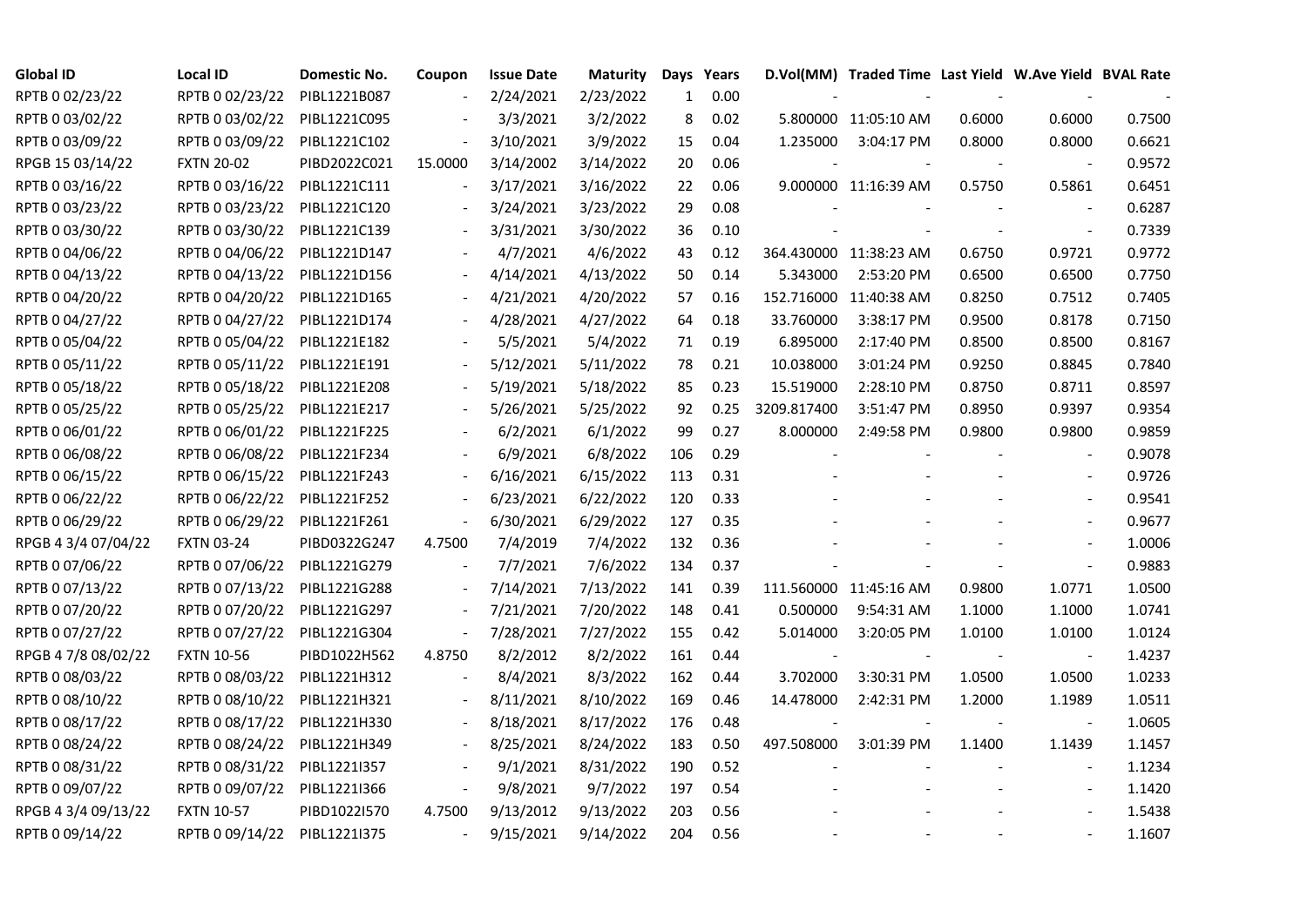| Global ID | Local ID | Domestic No. | Coupon | Issue Date | Maturity | Days | Years | D.Vol(MM) | Traded Time | Last Yield | W.Ave Yield | BVAL Rate |
|---|---|---|---|---|---|---|---|---|---|---|---|---|
| RPTB 0 02/23/22 | RPTB 0 02/23/22 | PIBL1221B087 | - | 2/24/2021 | 2/23/2022 | 1 | 0.00 | - | - | - | - | - |
| RPTB 0 03/02/22 | RPTB 0 03/02/22 | PIBL1221C095 | - | 3/3/2021 | 3/2/2022 | 8 | 0.02 | 5.800000 | 11:05:10 AM | 0.6000 | 0.6000 | 0.7500 |
| RPTB 0 03/09/22 | RPTB 0 03/09/22 | PIBL1221C102 | - | 3/10/2021 | 3/9/2022 | 15 | 0.04 | 1.235000 | 3:04:17 PM | 0.8000 | 0.8000 | 0.6621 |
| RPGB 15 03/14/22 | FXTN 20-02 | PIBD2022C021 | 15.0000 | 3/14/2002 | 3/14/2022 | 20 | 0.06 | - | - | - | - | 0.9572 |
| RPTB 0 03/16/22 | RPTB 0 03/16/22 | PIBL1221C111 | - | 3/17/2021 | 3/16/2022 | 22 | 0.06 | 9.000000 | 11:16:39 AM | 0.5750 | 0.5861 | 0.6451 |
| RPTB 0 03/23/22 | RPTB 0 03/23/22 | PIBL1221C120 | - | 3/24/2021 | 3/23/2022 | 29 | 0.08 | - | - | - | - | 0.6287 |
| RPTB 0 03/30/22 | RPTB 0 03/30/22 | PIBL1221C139 | - | 3/31/2021 | 3/30/2022 | 36 | 0.10 | - | - | - | - | 0.7339 |
| RPTB 0 04/06/22 | RPTB 0 04/06/22 | PIBL1221D147 | - | 4/7/2021 | 4/6/2022 | 43 | 0.12 | 364.430000 | 11:38:23 AM | 0.6750 | 0.9721 | 0.9772 |
| RPTB 0 04/13/22 | RPTB 0 04/13/22 | PIBL1221D156 | - | 4/14/2021 | 4/13/2022 | 50 | 0.14 | 5.343000 | 2:53:20 PM | 0.6500 | 0.6500 | 0.7750 |
| RPTB 0 04/20/22 | RPTB 0 04/20/22 | PIBL1221D165 | - | 4/21/2021 | 4/20/2022 | 57 | 0.16 | 152.716000 | 11:40:38 AM | 0.8250 | 0.7512 | 0.7405 |
| RPTB 0 04/27/22 | RPTB 0 04/27/22 | PIBL1221D174 | - | 4/28/2021 | 4/27/2022 | 64 | 0.18 | 33.760000 | 3:38:17 PM | 0.9500 | 0.8178 | 0.7150 |
| RPTB 0 05/04/22 | RPTB 0 05/04/22 | PIBL1221E182 | - | 5/5/2021 | 5/4/2022 | 71 | 0.19 | 6.895000 | 2:17:40 PM | 0.8500 | 0.8500 | 0.8167 |
| RPTB 0 05/11/22 | RPTB 0 05/11/22 | PIBL1221E191 | - | 5/12/2021 | 5/11/2022 | 78 | 0.21 | 10.038000 | 3:01:24 PM | 0.9250 | 0.8845 | 0.7840 |
| RPTB 0 05/18/22 | RPTB 0 05/18/22 | PIBL1221E208 | - | 5/19/2021 | 5/18/2022 | 85 | 0.23 | 15.519000 | 2:28:10 PM | 0.8750 | 0.8711 | 0.8597 |
| RPTB 0 05/25/22 | RPTB 0 05/25/22 | PIBL1221E217 | - | 5/26/2021 | 5/25/2022 | 92 | 0.25 | 3209.817400 | 3:51:47 PM | 0.8950 | 0.9397 | 0.9354 |
| RPTB 0 06/01/22 | RPTB 0 06/01/22 | PIBL1221F225 | - | 6/2/2021 | 6/1/2022 | 99 | 0.27 | 8.000000 | 2:49:58 PM | 0.9800 | 0.9800 | 0.9859 |
| RPTB 0 06/08/22 | RPTB 0 06/08/22 | PIBL1221F234 | - | 6/9/2021 | 6/8/2022 | 106 | 0.29 | - | - | - | - | 0.9078 |
| RPTB 0 06/15/22 | RPTB 0 06/15/22 | PIBL1221F243 | - | 6/16/2021 | 6/15/2022 | 113 | 0.31 | - | - | - | - | 0.9726 |
| RPTB 0 06/22/22 | RPTB 0 06/22/22 | PIBL1221F252 | - | 6/23/2021 | 6/22/2022 | 120 | 0.33 | - | - | - | - | 0.9541 |
| RPTB 0 06/29/22 | RPTB 0 06/29/22 | PIBL1221F261 | - | 6/30/2021 | 6/29/2022 | 127 | 0.35 | - | - | - | - | 0.9677 |
| RPGB 4 3/4 07/04/22 | FXTN 03-24 | PIBD0322G247 | 4.7500 | 7/4/2019 | 7/4/2022 | 132 | 0.36 | - | - | - | - | 1.0006 |
| RPTB 0 07/06/22 | RPTB 0 07/06/22 | PIBL1221G279 | - | 7/7/2021 | 7/6/2022 | 134 | 0.37 | - | - | - | - | 0.9883 |
| RPTB 0 07/13/22 | RPTB 0 07/13/22 | PIBL1221G288 | - | 7/14/2021 | 7/13/2022 | 141 | 0.39 | 111.560000 | 11:45:16 AM | 0.9800 | 1.0771 | 1.0500 |
| RPTB 0 07/20/22 | RPTB 0 07/20/22 | PIBL1221G297 | - | 7/21/2021 | 7/20/2022 | 148 | 0.41 | 0.500000 | 9:54:31 AM | 1.1000 | 1.1000 | 1.0741 |
| RPTB 0 07/27/22 | RPTB 0 07/27/22 | PIBL1221G304 | - | 7/28/2021 | 7/27/2022 | 155 | 0.42 | 5.014000 | 3:20:05 PM | 1.0100 | 1.0100 | 1.0124 |
| RPGB 4 7/8 08/02/22 | FXTN 10-56 | PIBD1022H562 | 4.8750 | 8/2/2012 | 8/2/2022 | 161 | 0.44 | - | - | - | - | 1.4237 |
| RPTB 0 08/03/22 | RPTB 0 08/03/22 | PIBL1221H312 | - | 8/4/2021 | 8/3/2022 | 162 | 0.44 | 3.702000 | 3:30:31 PM | 1.0500 | 1.0500 | 1.0233 |
| RPTB 0 08/10/22 | RPTB 0 08/10/22 | PIBL1221H321 | - | 8/11/2021 | 8/10/2022 | 169 | 0.46 | 14.478000 | 2:42:31 PM | 1.2000 | 1.1989 | 1.0511 |
| RPTB 0 08/17/22 | RPTB 0 08/17/22 | PIBL1221H330 | - | 8/18/2021 | 8/17/2022 | 176 | 0.48 | - | - | - | - | 1.0605 |
| RPTB 0 08/24/22 | RPTB 0 08/24/22 | PIBL1221H349 | - | 8/25/2021 | 8/24/2022 | 183 | 0.50 | 497.508000 | 3:01:39 PM | 1.1400 | 1.1439 | 1.1457 |
| RPTB 0 08/31/22 | RPTB 0 08/31/22 | PIBL1221I357 | - | 9/1/2021 | 8/31/2022 | 190 | 0.52 | - | - | - | - | 1.1234 |
| RPTB 0 09/07/22 | RPTB 0 09/07/22 | PIBL1221I366 | - | 9/8/2021 | 9/7/2022 | 197 | 0.54 | - | - | - | - | 1.1420 |
| RPGB 4 3/4 09/13/22 | FXTN 10-57 | PIBD1022I570 | 4.7500 | 9/13/2012 | 9/13/2022 | 203 | 0.56 | - | - | - | - | 1.5438 |
| RPTB 0 09/14/22 | RPTB 0 09/14/22 | PIBL1221I375 | - | 9/15/2021 | 9/14/2022 | 204 | 0.56 | - | - | - | - | 1.1607 |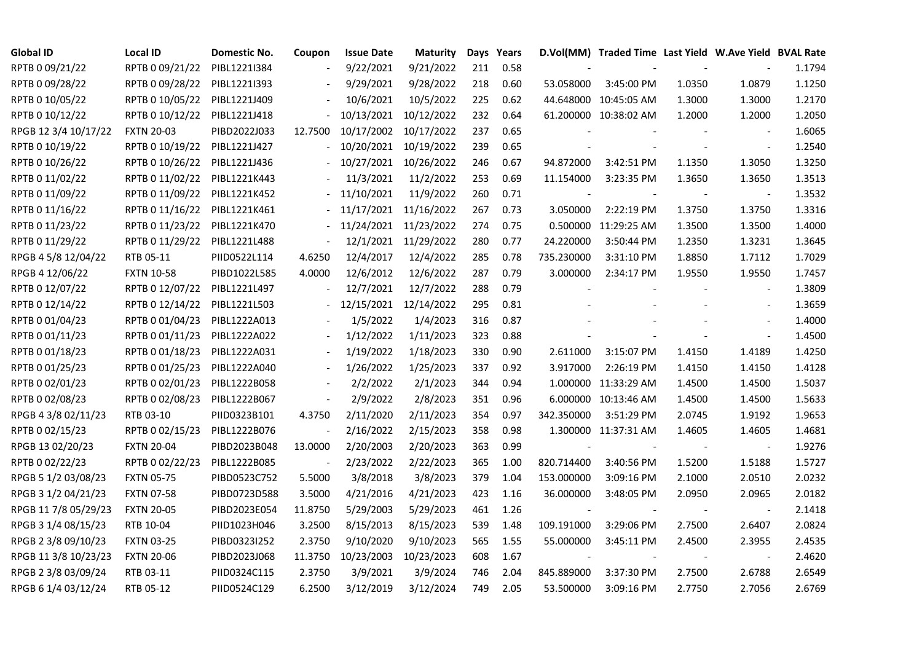| Global ID | Local ID | Domestic No. | Coupon | Issue Date | Maturity | Days | Years | D.Vol(MM) | Traded Time | Last Yield | W.Ave Yield | BVAL Rate |
|---|---|---|---|---|---|---|---|---|---|---|---|---|
| RPTB 0 09/21/22 | RPTB 0 09/21/22 | PIBL1221I384 | - | 9/22/2021 | 9/21/2022 | 211 | 0.58 | - | - | - | - | 1.1794 |
| RPTB 0 09/28/22 | RPTB 0 09/28/22 | PIBL1221I393 | - | 9/29/2021 | 9/28/2022 | 218 | 0.60 | 53.058000 | 3:45:00 PM | 1.0350 | 1.0879 | 1.1250 |
| RPTB 0 10/05/22 | RPTB 0 10/05/22 | PIBL1221J409 | - | 10/6/2021 | 10/5/2022 | 225 | 0.62 | 44.648000 | 10:45:05 AM | 1.3000 | 1.3000 | 1.2170 |
| RPTB 0 10/12/22 | RPTB 0 10/12/22 | PIBL1221J418 | - | 10/13/2021 | 10/12/2022 | 232 | 0.64 | 61.200000 | 10:38:02 AM | 1.2000 | 1.2000 | 1.2050 |
| RPGB 12 3/4 10/17/22 | FXTN 20-03 | PIBD2022J033 | 12.7500 | 10/17/2002 | 10/17/2022 | 237 | 0.65 | - | - | - | - | 1.6065 |
| RPTB 0 10/19/22 | RPTB 0 10/19/22 | PIBL1221J427 | - | 10/20/2021 | 10/19/2022 | 239 | 0.65 | - | - | - | - | 1.2540 |
| RPTB 0 10/26/22 | RPTB 0 10/26/22 | PIBL1221J436 | - | 10/27/2021 | 10/26/2022 | 246 | 0.67 | 94.872000 | 3:42:51 PM | 1.1350 | 1.3050 | 1.3250 |
| RPTB 0 11/02/22 | RPTB 0 11/02/22 | PIBL1221K443 | - | 11/3/2021 | 11/2/2022 | 253 | 0.69 | 11.154000 | 3:23:35 PM | 1.3650 | 1.3650 | 1.3513 |
| RPTB 0 11/09/22 | RPTB 0 11/09/22 | PIBL1221K452 | - | 11/10/2021 | 11/9/2022 | 260 | 0.71 | - | - | - | - | 1.3532 |
| RPTB 0 11/16/22 | RPTB 0 11/16/22 | PIBL1221K461 | - | 11/17/2021 | 11/16/2022 | 267 | 0.73 | 3.050000 | 2:22:19 PM | 1.3750 | 1.3750 | 1.3316 |
| RPTB 0 11/23/22 | RPTB 0 11/23/22 | PIBL1221K470 | - | 11/24/2021 | 11/23/2022 | 274 | 0.75 | 0.500000 | 11:29:25 AM | 1.3500 | 1.3500 | 1.4000 |
| RPTB 0 11/29/22 | RPTB 0 11/29/22 | PIBL1221L488 | - | 12/1/2021 | 11/29/2022 | 280 | 0.77 | 24.220000 | 3:50:44 PM | 1.2350 | 1.3231 | 1.3645 |
| RPGB 4 5/8 12/04/22 | RTB 05-11 | PIID0522L114 | 4.6250 | 12/4/2017 | 12/4/2022 | 285 | 0.78 | 735.230000 | 3:31:10 PM | 1.8850 | 1.7112 | 1.7029 |
| RPGB 4 12/06/22 | FXTN 10-58 | PIBD1022L585 | 4.0000 | 12/6/2012 | 12/6/2022 | 287 | 0.79 | 3.000000 | 2:34:17 PM | 1.9550 | 1.9550 | 1.7457 |
| RPTB 0 12/07/22 | RPTB 0 12/07/22 | PIBL1221L497 | - | 12/7/2021 | 12/7/2022 | 288 | 0.79 | - | - | - | - | 1.3809 |
| RPTB 0 12/14/22 | RPTB 0 12/14/22 | PIBL1221L503 | - | 12/15/2021 | 12/14/2022 | 295 | 0.81 | - | - | - | - | 1.3659 |
| RPTB 0 01/04/23 | RPTB 0 01/04/23 | PIBL1222A013 | - | 1/5/2022 | 1/4/2023 | 316 | 0.87 | - | - | - | - | 1.4000 |
| RPTB 0 01/11/23 | RPTB 0 01/11/23 | PIBL1222A022 | - | 1/12/2022 | 1/11/2023 | 323 | 0.88 | - | - | - | - | 1.4500 |
| RPTB 0 01/18/23 | RPTB 0 01/18/23 | PIBL1222A031 | - | 1/19/2022 | 1/18/2023 | 330 | 0.90 | 2.611000 | 3:15:07 PM | 1.4150 | 1.4189 | 1.4250 |
| RPTB 0 01/25/23 | RPTB 0 01/25/23 | PIBL1222A040 | - | 1/26/2022 | 1/25/2023 | 337 | 0.92 | 3.917000 | 2:26:19 PM | 1.4150 | 1.4150 | 1.4128 |
| RPTB 0 02/01/23 | RPTB 0 02/01/23 | PIBL1222B058 | - | 2/2/2022 | 2/1/2023 | 344 | 0.94 | 1.000000 | 11:33:29 AM | 1.4500 | 1.4500 | 1.5037 |
| RPTB 0 02/08/23 | RPTB 0 02/08/23 | PIBL1222B067 | - | 2/9/2022 | 2/8/2023 | 351 | 0.96 | 6.000000 | 10:13:46 AM | 1.4500 | 1.4500 | 1.5633 |
| RPGB 4 3/8 02/11/23 | RTB 03-10 | PIID0323B101 | 4.3750 | 2/11/2020 | 2/11/2023 | 354 | 0.97 | 342.350000 | 3:51:29 PM | 2.0745 | 1.9192 | 1.9653 |
| RPTB 0 02/15/23 | RPTB 0 02/15/23 | PIBL1222B076 | - | 2/16/2022 | 2/15/2023 | 358 | 0.98 | 1.300000 | 11:37:31 AM | 1.4605 | 1.4605 | 1.4681 |
| RPGB 13 02/20/23 | FXTN 20-04 | PIBD2023B048 | 13.0000 | 2/20/2003 | 2/20/2023 | 363 | 0.99 | - | - | - | - | 1.9276 |
| RPTB 0 02/22/23 | RPTB 0 02/22/23 | PIBL1222B085 | - | 2/23/2022 | 2/22/2023 | 365 | 1.00 | 820.714400 | 3:40:56 PM | 1.5200 | 1.5188 | 1.5727 |
| RPGB 5 1/2 03/08/23 | FXTN 05-75 | PIBD0523C752 | 5.5000 | 3/8/2018 | 3/8/2023 | 379 | 1.04 | 153.000000 | 3:09:16 PM | 2.1000 | 2.0510 | 2.0232 |
| RPGB 3 1/2 04/21/23 | FXTN 07-58 | PIBD0723D588 | 3.5000 | 4/21/2016 | 4/21/2023 | 423 | 1.16 | 36.000000 | 3:48:05 PM | 2.0950 | 2.0965 | 2.0182 |
| RPGB 11 7/8 05/29/23 | FXTN 20-05 | PIBD2023E054 | 11.8750 | 5/29/2003 | 5/29/2023 | 461 | 1.26 | - | - | - | - | 2.1418 |
| RPGB 3 1/4 08/15/23 | RTB 10-04 | PIID1023H046 | 3.2500 | 8/15/2013 | 8/15/2023 | 539 | 1.48 | 109.191000 | 3:29:06 PM | 2.7500 | 2.6407 | 2.0824 |
| RPGB 2 3/8 09/10/23 | FXTN 03-25 | PIBD0323I252 | 2.3750 | 9/10/2020 | 9/10/2023 | 565 | 1.55 | 55.000000 | 3:45:11 PM | 2.4500 | 2.3955 | 2.4535 |
| RPGB 11 3/8 10/23/23 | FXTN 20-06 | PIBD2023J068 | 11.3750 | 10/23/2003 | 10/23/2023 | 608 | 1.67 | - | - | - | - | 2.4620 |
| RPGB 2 3/8 03/09/24 | RTB 03-11 | PIID0324C115 | 2.3750 | 3/9/2021 | 3/9/2024 | 746 | 2.04 | 845.889000 | 3:37:30 PM | 2.7500 | 2.6788 | 2.6549 |
| RPGB 6 1/4 03/12/24 | RTB 05-12 | PIID0524C129 | 6.2500 | 3/12/2019 | 3/12/2024 | 749 | 2.05 | 53.500000 | 3:09:16 PM | 2.7750 | 2.7056 | 2.6769 |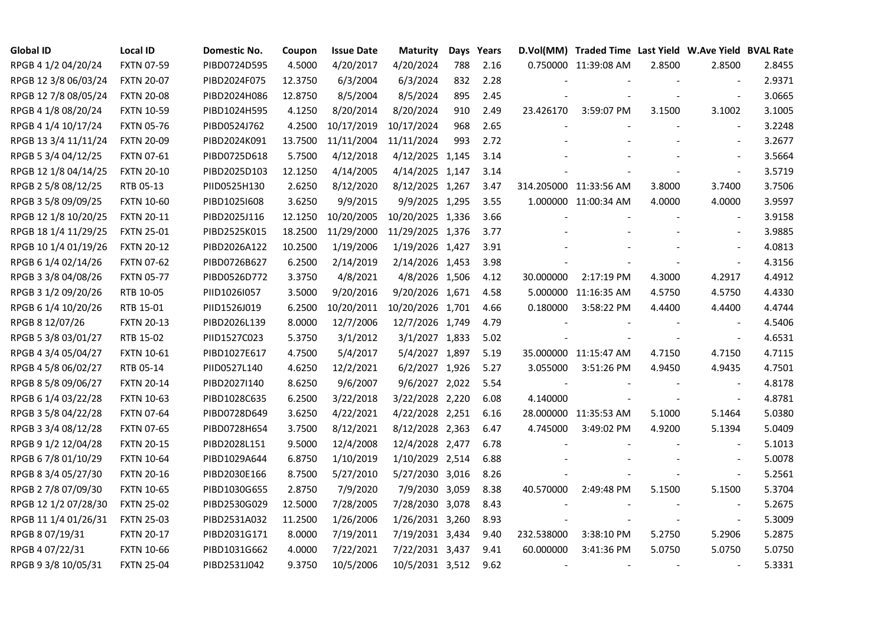| Global ID | Local ID | Domestic No. | Coupon | Issue Date | Maturity | Days | Years | D.Vol(MM) | Traded Time | Last Yield | W.Ave Yield | BVAL Rate |
|---|---|---|---|---|---|---|---|---|---|---|---|---|
| RPGB 4 1/2 04/20/24 | FXTN 07-59 | PIBD0724D595 | 4.5000 | 4/20/2017 | 4/20/2024 | 788 | 2.16 | 0.750000 | 11:39:08 AM | 2.8500 | 2.8500 | 2.8455 |
| RPGB 12 3/8 06/03/24 | FXTN 20-07 | PIBD2024F075 | 12.3750 | 6/3/2004 | 6/3/2024 | 832 | 2.28 | - | - | - | - | 2.9371 |
| RPGB 12 7/8 08/05/24 | FXTN 20-08 | PIBD2024H086 | 12.8750 | 8/5/2004 | 8/5/2024 | 895 | 2.45 | - | - | - | - | 3.0665 |
| RPGB 4 1/8 08/20/24 | FXTN 10-59 | PIBD1024H595 | 4.1250 | 8/20/2014 | 8/20/2024 | 910 | 2.49 | 23.426170 | 3:59:07 PM | 3.1500 | 3.1002 | 3.1005 |
| RPGB 4 1/4 10/17/24 | FXTN 05-76 | PIBD0524J762 | 4.2500 | 10/17/2019 | 10/17/2024 | 968 | 2.65 | - | - | - | - | 3.2248 |
| RPGB 13 3/4 11/11/24 | FXTN 20-09 | PIBD2024K091 | 13.7500 | 11/11/2004 | 11/11/2024 | 993 | 2.72 | - | - | - | - | 3.2677 |
| RPGB 5 3/4 04/12/25 | FXTN 07-61 | PIBD0725D618 | 5.7500 | 4/12/2018 | 4/12/2025 | 1,145 | 3.14 | - | - | - | - | 3.5664 |
| RPGB 12 1/8 04/14/25 | FXTN 20-10 | PIBD2025D103 | 12.1250 | 4/14/2005 | 4/14/2025 | 1,147 | 3.14 | - | - | - | - | 3.5719 |
| RPGB 2 5/8 08/12/25 | RTB 05-13 | PIID0525H130 | 2.6250 | 8/12/2020 | 8/12/2025 | 1,267 | 3.47 | 314.205000 | 11:33:56 AM | 3.8000 | 3.7400 | 3.7506 |
| RPGB 3 5/8 09/09/25 | FXTN 10-60 | PIBD1025I608 | 3.6250 | 9/9/2015 | 9/9/2025 | 1,295 | 3.55 | 1.000000 | 11:00:34 AM | 4.0000 | 4.0000 | 3.9597 |
| RPGB 12 1/8 10/20/25 | FXTN 20-11 | PIBD2025J116 | 12.1250 | 10/20/2005 | 10/20/2025 | 1,336 | 3.66 | - | - | - | - | 3.9158 |
| RPGB 18 1/4 11/29/25 | FXTN 25-01 | PIBD2525K015 | 18.2500 | 11/29/2000 | 11/29/2025 | 1,376 | 3.77 | - | - | - | - | 3.9885 |
| RPGB 10 1/4 01/19/26 | FXTN 20-12 | PIBD2026A122 | 10.2500 | 1/19/2006 | 1/19/2026 | 1,427 | 3.91 | - | - | - | - | 4.0813 |
| RPGB 6 1/4 02/14/26 | FXTN 07-62 | PIBD0726B627 | 6.2500 | 2/14/2019 | 2/14/2026 | 1,453 | 3.98 | - | - | - | - | 4.3156 |
| RPGB 3 3/8 04/08/26 | FXTN 05-77 | PIBD0526D772 | 3.3750 | 4/8/2021 | 4/8/2026 | 1,506 | 4.12 | 30.000000 | 2:17:19 PM | 4.3000 | 4.2917 | 4.4912 |
| RPGB 3 1/2 09/20/26 | RTB 10-05 | PIID1026I057 | 3.5000 | 9/20/2016 | 9/20/2026 | 1,671 | 4.58 | 5.000000 | 11:16:35 AM | 4.5750 | 4.5750 | 4.4330 |
| RPGB 6 1/4 10/20/26 | RTB 15-01 | PIID1526J019 | 6.2500 | 10/20/2011 | 10/20/2026 | 1,701 | 4.66 | 0.180000 | 3:58:22 PM | 4.4400 | 4.4400 | 4.4744 |
| RPGB 8 12/07/26 | FXTN 20-13 | PIBD2026L139 | 8.0000 | 12/7/2006 | 12/7/2026 | 1,749 | 4.79 | - | - | - | - | 4.5406 |
| RPGB 5 3/8 03/01/27 | RTB 15-02 | PIID1527C023 | 5.3750 | 3/1/2012 | 3/1/2027 | 1,833 | 5.02 | - | - | - | - | 4.6531 |
| RPGB 4 3/4 05/04/27 | FXTN 10-61 | PIBD1027E617 | 4.7500 | 5/4/2017 | 5/4/2027 | 1,897 | 5.19 | 35.000000 | 11:15:47 AM | 4.7150 | 4.7150 | 4.7115 |
| RPGB 4 5/8 06/02/27 | RTB 05-14 | PIID0527L140 | 4.6250 | 12/2/2021 | 6/2/2027 | 1,926 | 5.27 | 3.055000 | 3:51:26 PM | 4.9450 | 4.9435 | 4.7501 |
| RPGB 8 5/8 09/06/27 | FXTN 20-14 | PIBD2027I140 | 8.6250 | 9/6/2007 | 9/6/2027 | 2,022 | 5.54 | - | - | - | - | 4.8178 |
| RPGB 6 1/4 03/22/28 | FXTN 10-63 | PIBD1028C635 | 6.2500 | 3/22/2018 | 3/22/2028 | 2,220 | 6.08 | 4.140000 | - | - | - | 4.8781 |
| RPGB 3 5/8 04/22/28 | FXTN 07-64 | PIBD0728D649 | 3.6250 | 4/22/2021 | 4/22/2028 | 2,251 | 6.16 | 28.000000 | 11:35:53 AM | 5.1000 | 5.1464 | 5.0380 |
| RPGB 3 3/4 08/12/28 | FXTN 07-65 | PIBD0728H654 | 3.7500 | 8/12/2021 | 8/12/2028 | 2,363 | 6.47 | 4.745000 | 3:49:02 PM | 4.9200 | 5.1394 | 5.0409 |
| RPGB 9 1/2 12/04/28 | FXTN 20-15 | PIBD2028L151 | 9.5000 | 12/4/2008 | 12/4/2028 | 2,477 | 6.78 | - | - | - | - | 5.1013 |
| RPGB 6 7/8 01/10/29 | FXTN 10-64 | PIBD1029A644 | 6.8750 | 1/10/2019 | 1/10/2029 | 2,514 | 6.88 | - | - | - | - | 5.0078 |
| RPGB 8 3/4 05/27/30 | FXTN 20-16 | PIBD2030E166 | 8.7500 | 5/27/2010 | 5/27/2030 | 3,016 | 8.26 | - | - | - | - | 5.2561 |
| RPGB 2 7/8 07/09/30 | FXTN 10-65 | PIBD1030G655 | 2.8750 | 7/9/2020 | 7/9/2030 | 3,059 | 8.38 | 40.570000 | 2:49:48 PM | 5.1500 | 5.1500 | 5.3704 |
| RPGB 12 1/2 07/28/30 | FXTN 25-02 | PIBD2530G029 | 12.5000 | 7/28/2005 | 7/28/2030 | 3,078 | 8.43 | - | - | - | - | 5.2675 |
| RPGB 11 1/4 01/26/31 | FXTN 25-03 | PIBD2531A032 | 11.2500 | 1/26/2006 | 1/26/2031 | 3,260 | 8.93 | - | - | - | - | 5.3009 |
| RPGB 8 07/19/31 | FXTN 20-17 | PIBD2031G171 | 8.0000 | 7/19/2011 | 7/19/2031 | 3,434 | 9.40 | 232.538000 | 3:38:10 PM | 5.2750 | 5.2906 | 5.2875 |
| RPGB 4 07/22/31 | FXTN 10-66 | PIBD1031G662 | 4.0000 | 7/22/2021 | 7/22/2031 | 3,437 | 9.41 | 60.000000 | 3:41:36 PM | 5.0750 | 5.0750 | 5.0750 |
| RPGB 9 3/8 10/05/31 | FXTN 25-04 | PIBD2531J042 | 9.3750 | 10/5/2006 | 10/5/2031 | 3,512 | 9.62 | - | - | - | - | 5.3331 |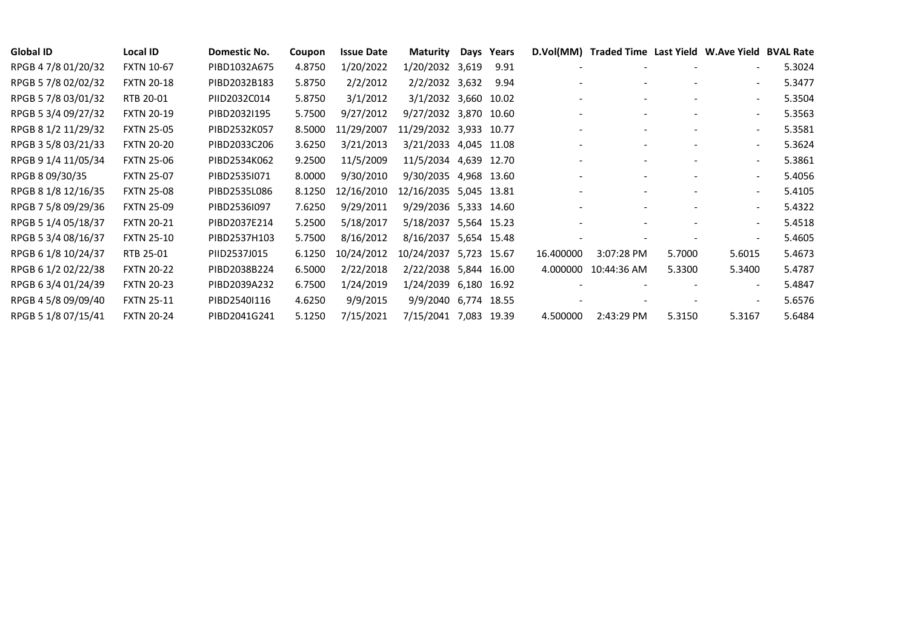| Global ID | Local ID | Domestic No. | Coupon | Issue Date | Maturity | Days | Years | D.Vol(MM) | Traded Time | Last Yield | W.Ave Yield | BVAL Rate |
|---|---|---|---|---|---|---|---|---|---|---|---|---|
| RPGB 4 7/8 01/20/32 | FXTN 10-67 | PIBD1032A675 | 4.8750 | 1/20/2022 | 1/20/2032 | 3,619 | 9.91 | - | - | - | - | 5.3024 |
| RPGB 5 7/8 02/02/32 | FXTN 20-18 | PIBD2032B183 | 5.8750 | 2/2/2012 | 2/2/2032 | 3,632 | 9.94 | - | - | - | - | 5.3477 |
| RPGB 5 7/8 03/01/32 | RTB 20-01 | PIID2032C014 | 5.8750 | 3/1/2012 | 3/1/2032 | 3,660 | 10.02 | - | - | - | - | 5.3504 |
| RPGB 5 3/4 09/27/32 | FXTN 20-19 | PIBD2032I195 | 5.7500 | 9/27/2012 | 9/27/2032 | 3,870 | 10.60 | - | - | - | - | 5.3563 |
| RPGB 8 1/2 11/29/32 | FXTN 25-05 | PIBD2532K057 | 8.5000 | 11/29/2007 | 11/29/2032 | 3,933 | 10.77 | - | - | - | - | 5.3581 |
| RPGB 3 5/8 03/21/33 | FXTN 20-20 | PIBD2033C206 | 3.6250 | 3/21/2013 | 3/21/2033 | 4,045 | 11.08 | - | - | - | - | 5.3624 |
| RPGB 9 1/4 11/05/34 | FXTN 25-06 | PIBD2534K062 | 9.2500 | 11/5/2009 | 11/5/2034 | 4,639 | 12.70 | - | - | - | - | 5.3861 |
| RPGB 8 09/30/35 | FXTN 25-07 | PIBD2535I071 | 8.0000 | 9/30/2010 | 9/30/2035 | 4,968 | 13.60 | - | - | - | - | 5.4056 |
| RPGB 8 1/8 12/16/35 | FXTN 25-08 | PIBD2535L086 | 8.1250 | 12/16/2010 | 12/16/2035 | 5,045 | 13.81 | - | - | - | - | 5.4105 |
| RPGB 7 5/8 09/29/36 | FXTN 25-09 | PIBD2536I097 | 7.6250 | 9/29/2011 | 9/29/2036 | 5,333 | 14.60 | - | - | - | - | 5.4322 |
| RPGB 5 1/4 05/18/37 | FXTN 20-21 | PIBD2037E214 | 5.2500 | 5/18/2017 | 5/18/2037 | 5,564 | 15.23 | - | - | - | - | 5.4518 |
| RPGB 5 3/4 08/16/37 | FXTN 25-10 | PIBD2537H103 | 5.7500 | 8/16/2012 | 8/16/2037 | 5,654 | 15.48 | - | - | - | - | 5.4605 |
| RPGB 6 1/8 10/24/37 | RTB 25-01 | PIID2537J015 | 6.1250 | 10/24/2012 | 10/24/2037 | 5,723 | 15.67 | 16.400000 | 3:07:28 PM | 5.7000 | 5.6015 | 5.4673 |
| RPGB 6 1/2 02/22/38 | FXTN 20-22 | PIBD2038B224 | 6.5000 | 2/22/2018 | 2/22/2038 | 5,844 | 16.00 | 4.000000 | 10:44:36 AM | 5.3300 | 5.3400 | 5.4787 |
| RPGB 6 3/4 01/24/39 | FXTN 20-23 | PIBD2039A232 | 6.7500 | 1/24/2019 | 1/24/2039 | 6,180 | 16.92 | - | - | - | - | 5.4847 |
| RPGB 4 5/8 09/09/40 | FXTN 25-11 | PIBD2540I116 | 4.6250 | 9/9/2015 | 9/9/2040 | 6,774 | 18.55 | - | - | - | - | 5.6576 |
| RPGB 5 1/8 07/15/41 | FXTN 20-24 | PIBD2041G241 | 5.1250 | 7/15/2021 | 7/15/2041 | 7,083 | 19.39 | 4.500000 | 2:43:29 PM | 5.3150 | 5.3167 | 5.6484 |